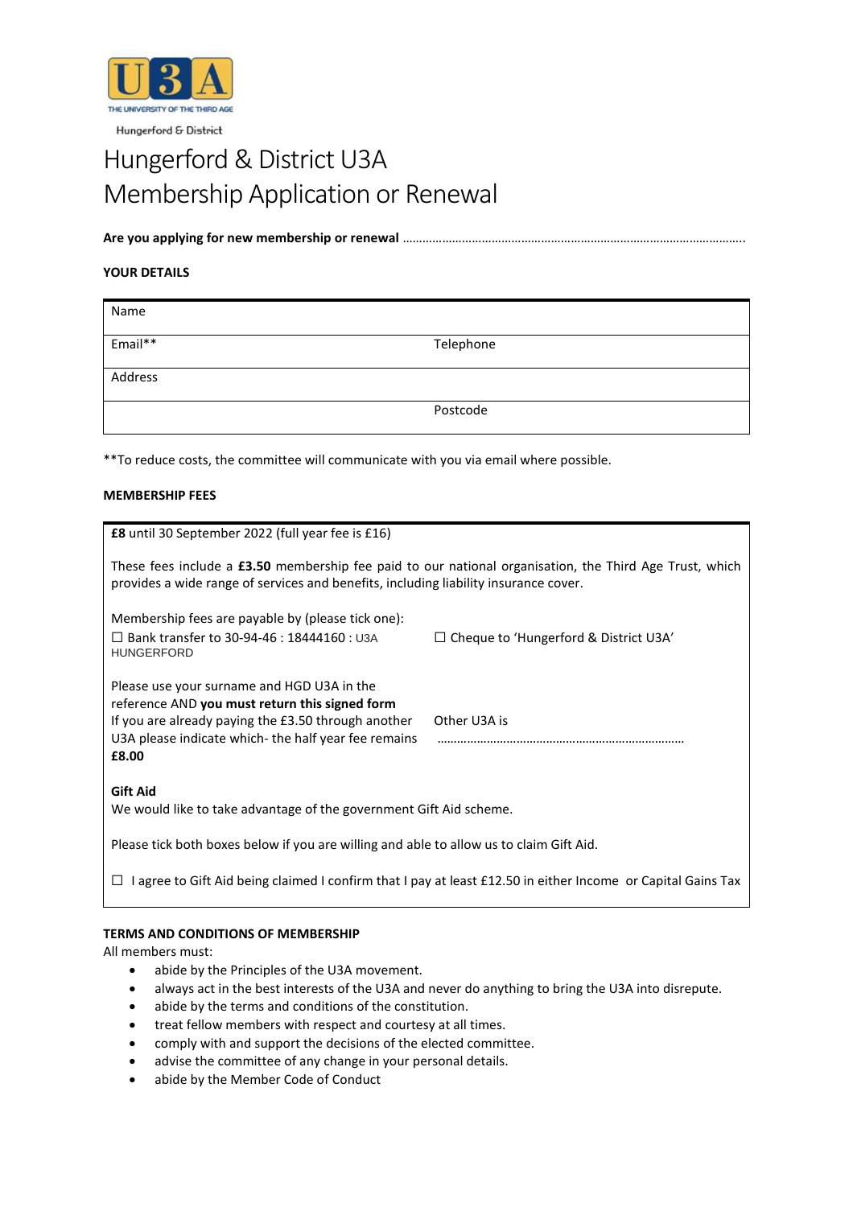Hungerford & District

# Hungerford & District U3A
# Membership Application or Renewal

**Are you applying for new membership or renewal** ……………………………………………………………………………………..

**YOUR DETAILS**

| Name | |
|---|---|
| Email** | Telephone |
| Address | |
| | Postcode |

**To reduce costs, the committee will communicate with you via email where possible.

**MEMBERSHIP FEES**

**£8** until 30 September 2022 (full year fee is £16)

These fees include a **£3.50** membership fee paid to our national organisation, the Third Age Trust, which provides a wide range of services and benefits, including liability insurance cover.

Membership fees are payable by (please tick one):

☐ Bank transfer to 30-94-46 : 18444160 : U3A HUNGERFORD

☐ Cheque to 'Hungerford & District U3A'

Please use your surname and HGD U3A in the reference AND **you must return this signed form**

If you are already paying the £3.50 through another U3A please indicate which- the half year fee remains **£8.00**

Other U3A is ………………………………………………………………

**Gift Aid**

We would like to take advantage of the government Gift Aid scheme.

Please tick both boxes below if you are willing and able to allow us to claim Gift Aid.

☐ I agree to Gift Aid being claimed I confirm that I pay at least £12.50 in either Income or Capital Gains Tax

**TERMS AND CONDITIONS OF MEMBERSHIP**

All members must:

- abide by the Principles of the U3A movement.
- always act in the best interests of the U3A and never do anything to bring the U3A into disrepute.
- abide by the terms and conditions of the constitution.
- treat fellow members with respect and courtesy at all times.
- comply with and support the decisions of the elected committee.
- advise the committee of any change in your personal details.
- abide by the Member Code of Conduct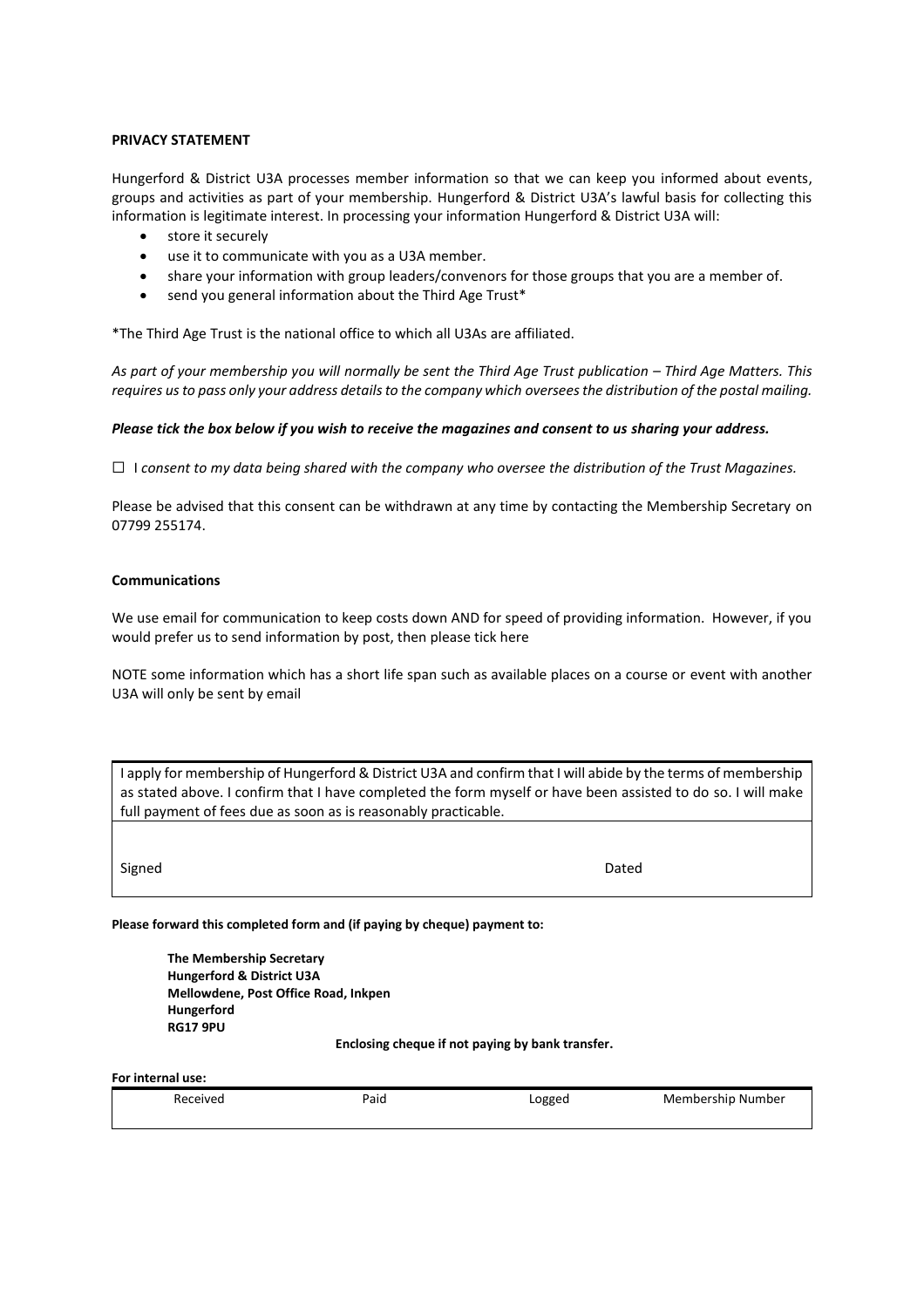**PRIVACY STATEMENT**

Hungerford & District U3A processes member information so that we can keep you informed about events, groups and activities as part of your membership. Hungerford & District U3A's lawful basis for collecting this information is legitimate interest. In processing your information Hungerford & District U3A will:

- store it securely
- use it to communicate with you as a U3A member.
- share your information with group leaders/convenors for those groups that you are a member of.
- send you general information about the Third Age Trust*

*The Third Age Trust is the national office to which all U3As are affiliated.

*As part of your membership you will normally be sent the Third Age Trust publication – Third Age Matters. This requires us to pass only your address details to the company which oversees the distribution of the postal mailing.*

***Please tick the box below if you wish to receive the magazines and consent to us sharing your address.***

☐ I *consent to my data being shared with the company who oversee the distribution of the Trust Magazines.*

Please be advised that this consent can be withdrawn at any time by contacting the Membership Secretary on 07799 255174.

**Communications**

We use email for communication to keep costs down AND for speed of providing information. However, if you would prefer us to send information by post, then please tick here

NOTE some information which has a short life span such as available places on a course or event with another U3A will only be sent by email

| | |
|---|---|
| I apply for membership of Hungerford & District U3A and confirm that I will abide by the terms of membership as stated above. I confirm that I have completed the form myself or have been assisted to do so. I will make full payment of fees due as soon as is reasonably practicable. | |
| Signed | Dated |

**Please forward this completed form and (if paying by cheque) payment to:**

**The Membership Secretary**
**Hungerford & District U3A**
**Mellowdene, Post Office Road, Inkpen**
**Hungerford**
**RG17 9PU**

**Enclosing cheque if not paying by bank transfer.**

**For internal use:**

| Received | Paid | Logged | Membership Number |
|---|---|---|---|
| | | | |